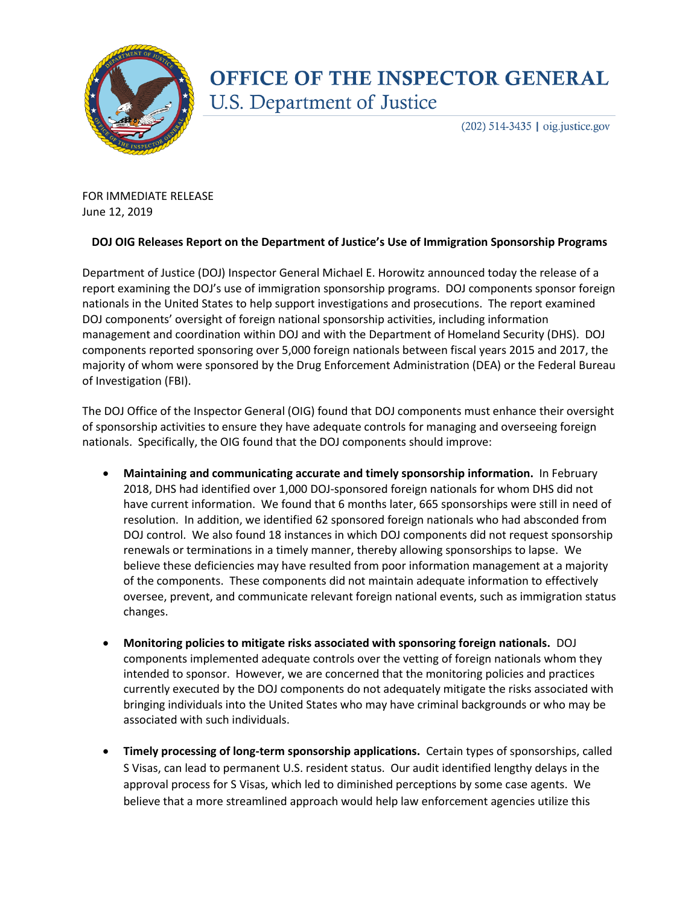# OFFICE OF THE INSPECTOR GENERAL
## U.S. Department of Justice

(202) 514-3435 | oig.justice.gov

FOR IMMEDIATE RELEASE
June 12, 2019

**DOJ OIG Releases Report on the Department of Justice's Use of Immigration Sponsorship Programs**

Department of Justice (DOJ) Inspector General Michael E. Horowitz announced today the release of a report examining the DOJ's use of immigration sponsorship programs. DOJ components sponsor foreign nationals in the United States to help support investigations and prosecutions. The report examined DOJ components' oversight of foreign national sponsorship activities, including information management and coordination within DOJ and with the Department of Homeland Security (DHS). DOJ components reported sponsoring over 5,000 foreign nationals between fiscal years 2015 and 2017, the majority of whom were sponsored by the Drug Enforcement Administration (DEA) or the Federal Bureau of Investigation (FBI).

The DOJ Office of the Inspector General (OIG) found that DOJ components must enhance their oversight of sponsorship activities to ensure they have adequate controls for managing and overseeing foreign nationals. Specifically, the OIG found that the DOJ components should improve:

- **Maintaining and communicating accurate and timely sponsorship information.** In February 2018, DHS had identified over 1,000 DOJ-sponsored foreign nationals for whom DHS did not have current information. We found that 6 months later, 665 sponsorships were still in need of resolution. In addition, we identified 62 sponsored foreign nationals who had absconded from DOJ control. We also found 18 instances in which DOJ components did not request sponsorship renewals or terminations in a timely manner, thereby allowing sponsorships to lapse. We believe these deficiencies may have resulted from poor information management at a majority of the components. These components did not maintain adequate information to effectively oversee, prevent, and communicate relevant foreign national events, such as immigration status changes.

- **Monitoring policies to mitigate risks associated with sponsoring foreign nationals.** DOJ components implemented adequate controls over the vetting of foreign nationals whom they intended to sponsor. However, we are concerned that the monitoring policies and practices currently executed by the DOJ components do not adequately mitigate the risks associated with bringing individuals into the United States who may have criminal backgrounds or who may be associated with such individuals.

- **Timely processing of long-term sponsorship applications.** Certain types of sponsorships, called S Visas, can lead to permanent U.S. resident status. Our audit identified lengthy delays in the approval process for S Visas, which led to diminished perceptions by some case agents. We believe that a more streamlined approach would help law enforcement agencies utilize this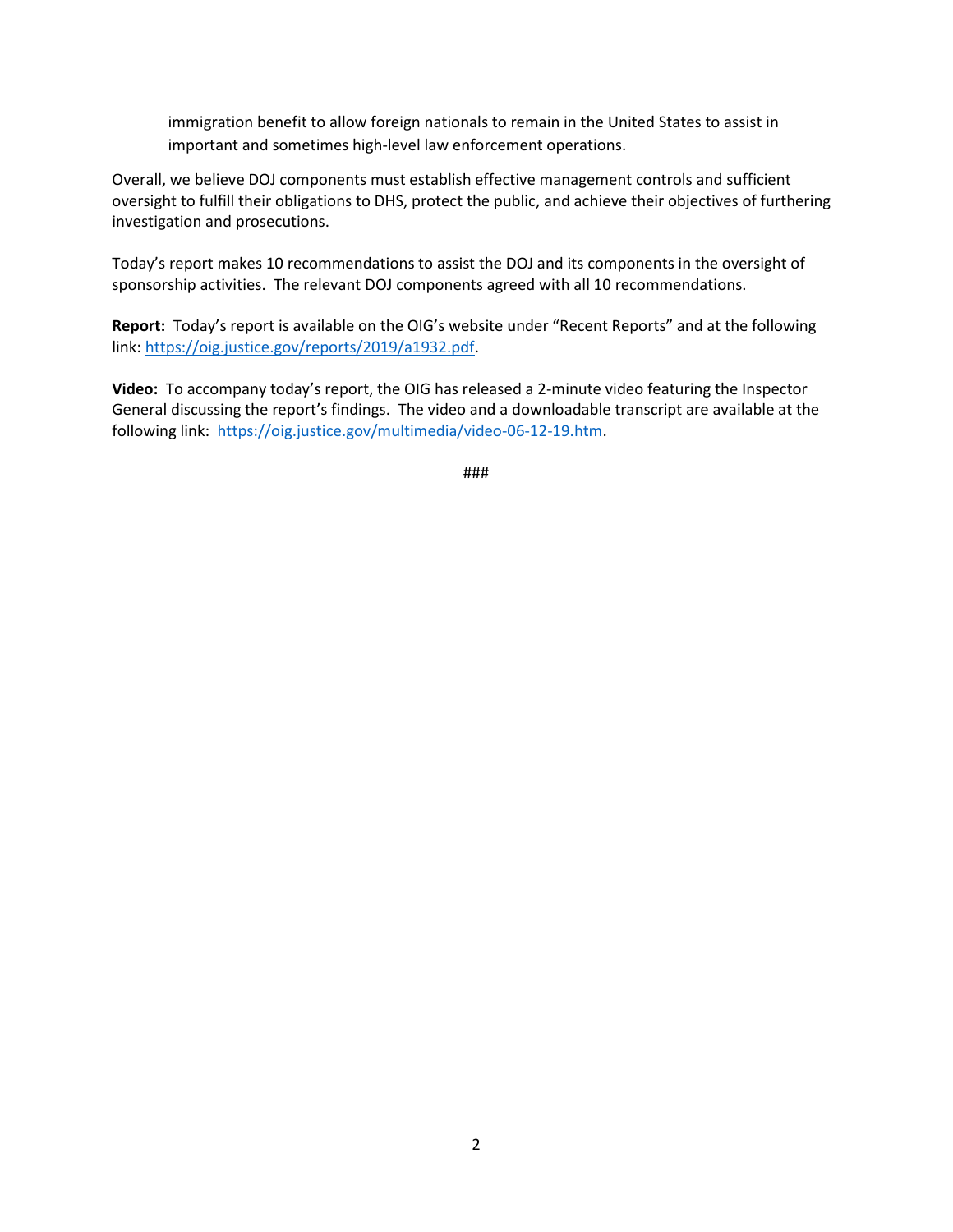immigration benefit to allow foreign nationals to remain in the United States to assist in important and sometimes high-level law enforcement operations.

Overall, we believe DOJ components must establish effective management controls and sufficient oversight to fulfill their obligations to DHS, protect the public, and achieve their objectives of furthering investigation and prosecutions.

Today's report makes 10 recommendations to assist the DOJ and its components in the oversight of sponsorship activities. The relevant DOJ components agreed with all 10 recommendations.

**Report:** Today's report is available on the OIG's website under "Recent Reports" and at the following link: https://oig.justice.gov/reports/2019/a1932.pdf.

**Video:** To accompany today's report, the OIG has released a 2-minute video featuring the Inspector General discussing the report's findings. The video and a downloadable transcript are available at the following link: https://oig.justice.gov/multimedia/video-06-12-19.htm.

###